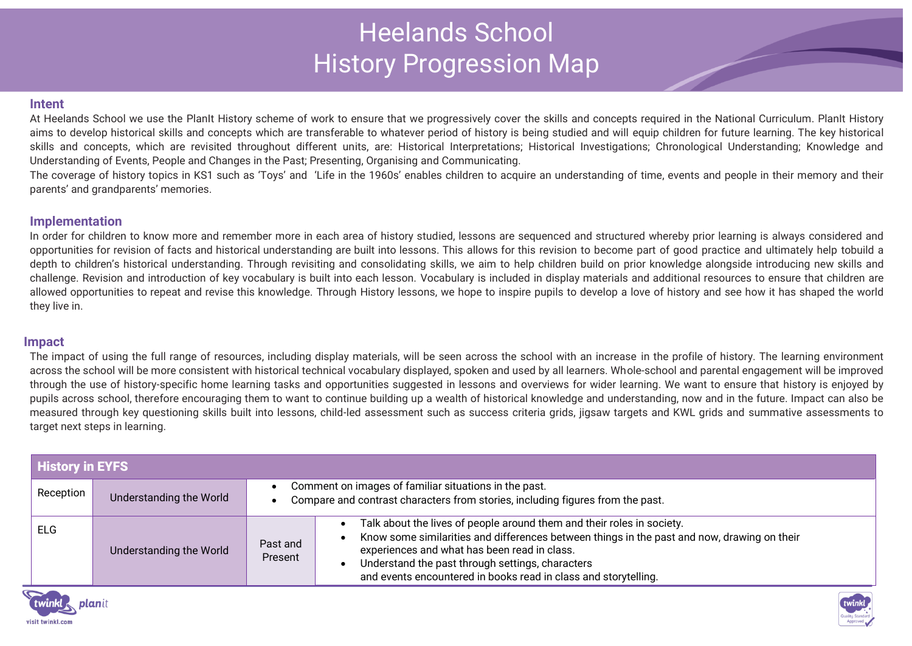# Heelands School
# History Progression Map

## Intent

At Heelands School we use the PlanIt History scheme of work to ensure that we progressively cover the skills and concepts required in the National Curriculum. PlanIt History aims to develop historical skills and concepts which are transferable to whatever period of history is being studied and will equip children for future learning. The key historical skills and concepts, which are revisited throughout different units, are: Historical Interpretations; Historical Investigations; Chronological Understanding; Knowledge and Understanding of Events, People and Changes in the Past; Presenting, Organising and Communicating.

The coverage of history topics in KS1 such as 'Toys' and 'Life in the 1960s' enables children to acquire an understanding of time, events and people in their memory and their parents' and grandparents' memories.

## Implementation

In order for children to know more and remember more in each area of history studied, lessons are sequenced and structured whereby prior learning is always considered and opportunities for revision of facts and historical understanding are built into lessons. This allows for this revision to become part of good practice and ultimately help tobuild a depth to children's historical understanding. Through revisiting and consolidating skills, we aim to help children build on prior knowledge alongside introducing new skills and challenge. Revision and introduction of key vocabulary is built into each lesson. Vocabulary is included in display materials and additional resources to ensure that children are allowed opportunities to repeat and revise this knowledge. Through History lessons, we hope to inspire pupils to develop a love of history and see how it has shaped the world they live in.

## Impact

The impact of using the full range of resources, including display materials, will be seen across the school with an increase in the profile of history. The learning environment across the school will be more consistent with historical technical vocabulary displayed, spoken and used by all learners. Whole-school and parental engagement will be improved through the use of history-specific home learning tasks and opportunities suggested in lessons and overviews for wider learning. We want to ensure that history is enjoyed by pupils across school, therefore encouraging them to want to continue building up a wealth of historical knowledge and understanding, now and in the future. Impact can also be measured through key questioning skills built into lessons, child-led assessment such as success criteria grids, jigsaw targets and KWL grids and summative assessments to target next steps in learning.

| History in EYFS | | | |
|---|---|---|---|
| Reception | Understanding the World | • Comment on images of familiar situations in the past.<br>• Compare and contrast characters from stories, including figures from the past. | |
| ELG | Understanding the World | Past and Present | • Talk about the lives of people around them and their roles in society.<br>• Know some similarities and differences between things in the past and now, drawing on their experiences and what has been read in class.<br>• Understand the past through settings, characters and events encountered in books read in class and storytelling. |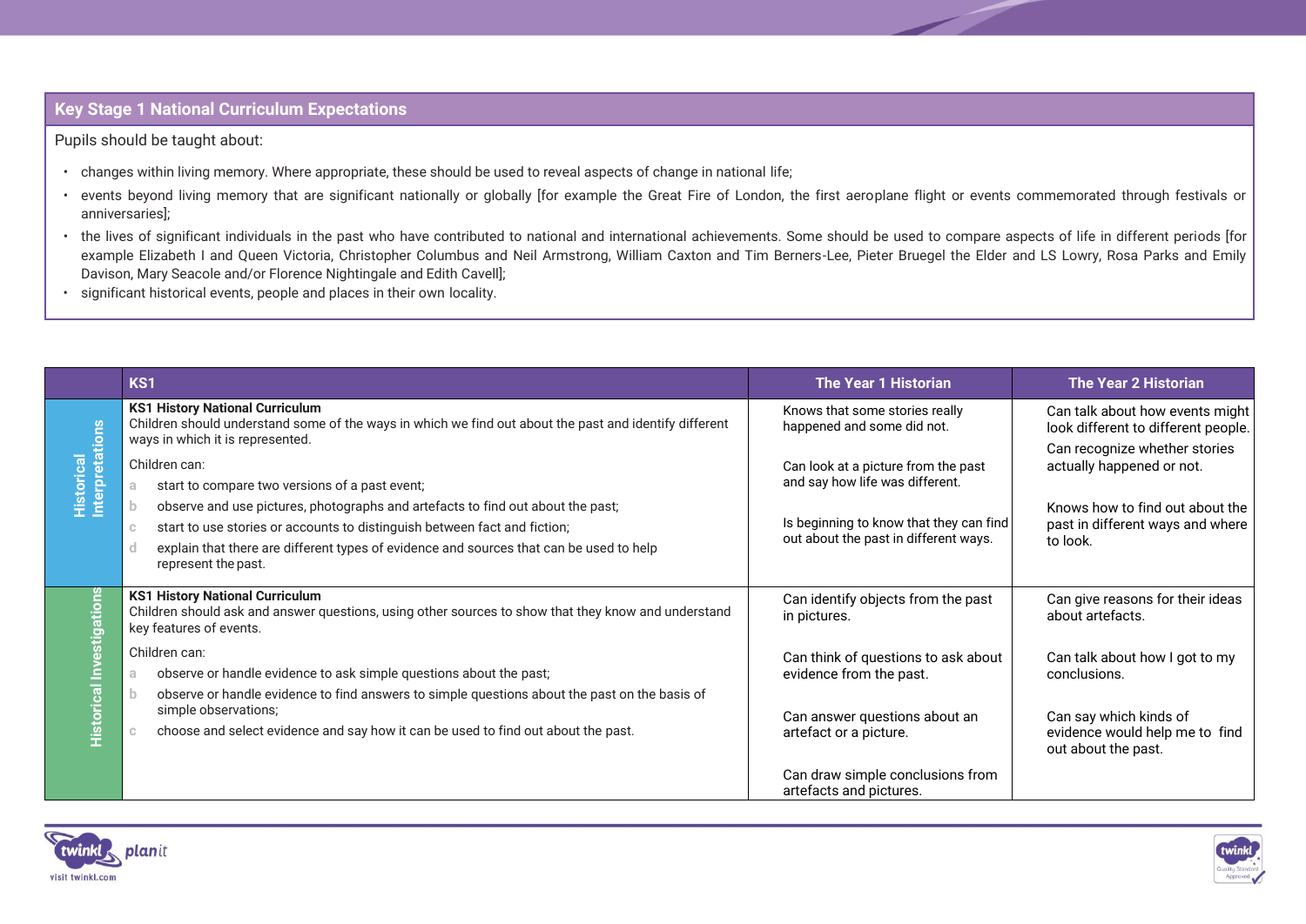## Key Stage 1 National Curriculum Expectations

Pupils should be taught about:

- changes within living memory. Where appropriate, these should be used to reveal aspects of change in national life;
- events beyond living memory that are significant nationally or globally [for example the Great Fire of London, the first aeroplane flight or events commemorated through festivals or anniversaries];
- the lives of significant individuals in the past who have contributed to national and international achievements. Some should be used to compare aspects of life in different periods [for example Elizabeth I and Queen Victoria, Christopher Columbus and Neil Armstrong, William Caxton and Tim Berners-Lee, Pieter Bruegel the Elder and LS Lowry, Rosa Parks and Emily Davison, Mary Seacole and/or Florence Nightingale and Edith Cavell];
- significant historical events, people and places in their own locality.

| | KS1 | The Year 1 Historian | The Year 2 Historian |
|---|---|---|---|
| **Historical Interpretations** | **KS1 History National Curriculum**<br>Children should understand some of the ways in which we find out about the past and identify different ways in which it is represented.<br>Children can:<br>a start to compare two versions of a past event;<br>b observe and use pictures, photographs and artefacts to find out about the past;<br>c start to use stories or accounts to distinguish between fact and fiction;<br>d explain that there are different types of evidence and sources that can be used to help represent the past. | Knows that some stories really happened and some did not.<br><br>Can look at a picture from the past and say how life was different.<br><br>Is beginning to know that they can find out about the past in different ways. | Can talk about how events might look different to different people.<br>Can recognize whether stories actually happened or not.<br><br>Knows how to find out about the past in different ways and where to look. |
| **Historical Investigations** | **KS1 History National Curriculum**<br>Children should ask and answer questions, using other sources to show that they know and understand key features of events.<br>Children can:<br>a observe or handle evidence to ask simple questions about the past;<br>b observe or handle evidence to find answers to simple questions about the past on the basis of simple observations;<br>c choose and select evidence and say how it can be used to find out about the past. | Can identify objects from the past in pictures.<br><br>Can think of questions to ask about evidence from the past.<br><br>Can answer questions about an artefact or a picture.<br><br>Can draw simple conclusions from artefacts and pictures. | Can give reasons for their ideas about artefacts.<br><br>Can talk about how I got to my conclusions.<br><br>Can say which kinds of evidence would help me to find out about the past. |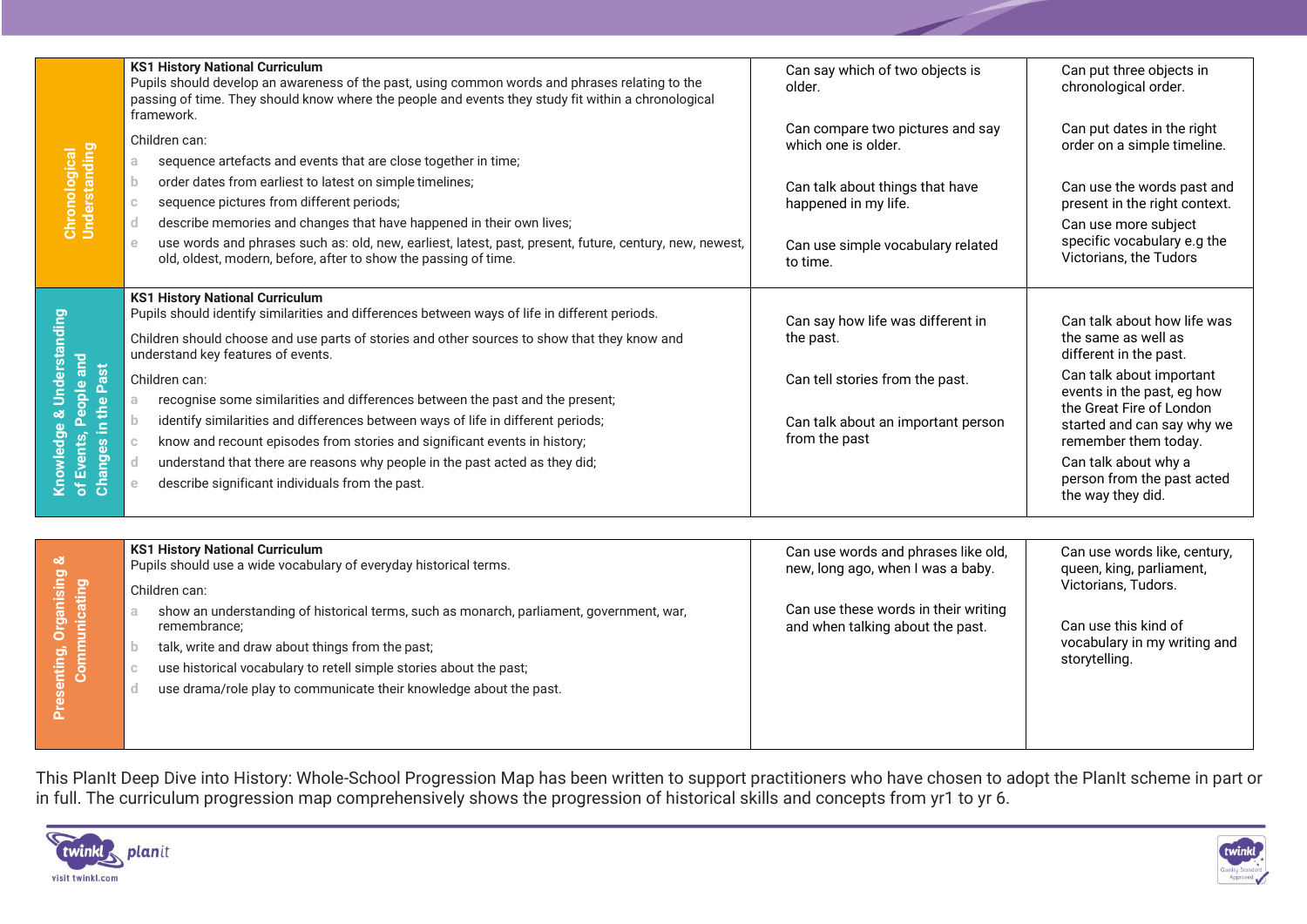| | | | |
|---|---|---|---|
| **Chronological Understanding** | **KS1 History National Curriculum**<br>Pupils should develop an awareness of the past, using common words and phrases relating to the passing of time. They should know where the people and events they study fit within a chronological framework.<br><br>Children can:<br>a sequence artefacts and events that are close together in time;<br>b order dates from earliest to latest on simple timelines;<br>c sequence pictures from different periods;<br>d describe memories and changes that have happened in their own lives;<br>e use words and phrases such as: old, new, earliest, latest, past, present, future, century, new, newest, old, oldest, modern, before, after to show the passing of time. | Can say which of two objects is older.<br><br>Can compare two pictures and say which one is older.<br><br>Can talk about things that have happened in my life.<br><br>Can use simple vocabulary related to time. | Can put three objects in chronological order.<br><br>Can put dates in the right order on a simple timeline.<br><br>Can use the words past and present in the right context.<br>Can use more subject specific vocabulary e.g the Victorians, the Tudors |
| **Knowledge & Understanding of Events, People and Changes in the Past** | **KS1 History National Curriculum**<br>Pupils should identify similarities and differences between ways of life in different periods.<br><br>Children should choose and use parts of stories and other sources to show that they know and understand key features of events.<br><br>Children can:<br>a recognise some similarities and differences between the past and the present;<br>b identify similarities and differences between ways of life in different periods;<br>c know and recount episodes from stories and significant events in history;<br>d understand that there are reasons why people in the past acted as they did;<br>e describe significant individuals from the past. | Can say how life was different in the past.<br><br>Can tell stories from the past.<br><br>Can talk about an important person from the past | Can talk about how life was the same as well as different in the past.<br>Can talk about important events in the past, eg how the Great Fire of London started and can say why we remember them today.<br>Can talk about why a person from the past acted the way they did. |
| **Presenting, Organising & Communicating** | **KS1 History National Curriculum**<br>Pupils should use a wide vocabulary of everyday historical terms.<br><br>Children can:<br>a show an understanding of historical terms, such as monarch, parliament, government, war, remembrance;<br>b talk, write and draw about things from the past;<br>c use historical vocabulary to retell simple stories about the past;<br>d use drama/role play to communicate their knowledge about the past. | Can use words and phrases like old, new, long ago, when I was a baby.<br><br>Can use these words in their writing and when talking about the past. | Can use words like, century, queen, king, parliament, Victorians, Tudors.<br><br>Can use this kind of vocabulary in my writing and storytelling. |

This PlanIt Deep Dive into History: Whole-School Progression Map has been written to support practitioners who have chosen to adopt the PlanIt scheme in part or in full. The curriculum progression map comprehensively shows the progression of historical skills and concepts from yr1 to yr 6.